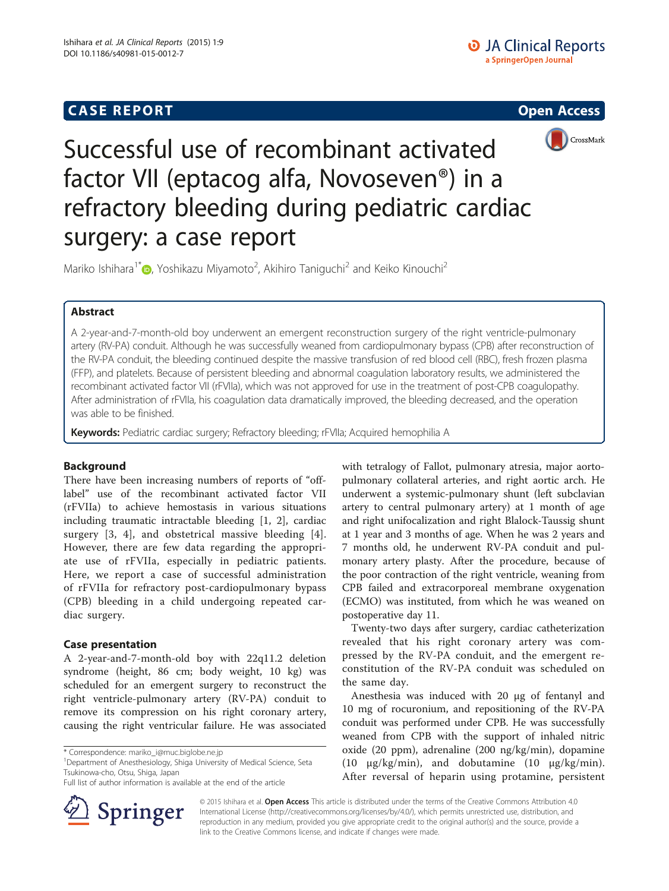**CASE REPORT** **Open Access**

# Successful use of recombinant activated factor VII (eptacog alfa, Novoseven®) in a refractory bleeding during pediatric cardiac surgery: a case report

Mariko Ishihara[1*], Yoshikazu Miyamoto[2], Akihiro Taniguchi[2] and Keiko Kinouchi[2]

## Abstract

A 2-year-and-7-month-old boy underwent an emergent reconstruction surgery of the right ventricle-pulmonary artery (RV-PA) conduit. Although he was successfully weaned from cardiopulmonary bypass (CPB) after reconstruction of the RV-PA conduit, the bleeding continued despite the massive transfusion of red blood cell (RBC), fresh frozen plasma (FFP), and platelets. Because of persistent bleeding and abnormal coagulation laboratory results, we administered the recombinant activated factor VII (rFVIIa), which was not approved for use in the treatment of post-CPB coagulopathy. After administration of rFVIIa, his coagulation data dramatically improved, the bleeding decreased, and the operation was able to be finished.

**Keywords:** Pediatric cardiac surgery; Refractory bleeding; rFVIIa; Acquired hemophilia A

## Background

There have been increasing numbers of reports of "off-label" use of the recombinant activated factor VII (rFVIIa) to achieve hemostasis in various situations including traumatic intractable bleeding [1, 2], cardiac surgery [3, 4], and obstetrical massive bleeding [4]. However, there are few data regarding the appropriate use of rFVIIa, especially in pediatric patients. Here, we report a case of successful administration of rFVIIa for refractory post-cardiopulmonary bypass (CPB) bleeding in a child undergoing repeated cardiac surgery.

## Case presentation

A 2-year-and-7-month-old boy with 22q11.2 deletion syndrome (height, 86 cm; body weight, 10 kg) was scheduled for an emergent surgery to reconstruct the right ventricle-pulmonary artery (RV-PA) conduit to remove its compression on his right coronary artery, causing the right ventricular failure. He was associated with tetralogy of Fallot, pulmonary atresia, major aorto-pulmonary collateral arteries, and right aortic arch. He underwent a systemic-pulmonary shunt (left subclavian artery to central pulmonary artery) at 1 month of age and right unifocalization and right Blalock-Taussig shunt at 1 year and 3 months of age. When he was 2 years and 7 months old, he underwent RV-PA conduit and pulmonary artery plasty. After the procedure, because of the poor contraction of the right ventricle, weaning from CPB failed and extracorporeal membrane oxygenation (ECMO) was instituted, from which he was weaned on postoperative day 11.

Twenty-two days after surgery, cardiac catheterization revealed that his right coronary artery was compressed by the RV-PA conduit, and the emergent reconstruction of the RV-PA conduit was scheduled on the same day.

Anesthesia was induced with 20 μg of fentanyl and 10 mg of rocuronium, and repositioning of the RV-PA conduit was performed under CPB. He was successfully weaned from CPB with the support of inhaled nitric oxide (20 ppm), adrenaline (200 ng/kg/min), dopamine (10 μg/kg/min), and dobutamine (10 μg/kg/min). After reversal of heparin using protamine, persistent

\* Correspondence: mariko_i@muc.biglobe.ne.jp
[1]Department of Anesthesiology, Shiga University of Medical Science, Seta Tsukinowa-cho, Otsu, Shiga, Japan
Full list of author information is available at the end of the article

© 2015 Ishihara et al. **Open Access** This article is distributed under the terms of the Creative Commons Attribution 4.0 International License (http://creativecommons.org/licenses/by/4.0/), which permits unrestricted use, distribution, and reproduction in any medium, provided you give appropriate credit to the original author(s) and the source, provide a link to the Creative Commons license, and indicate if changes were made.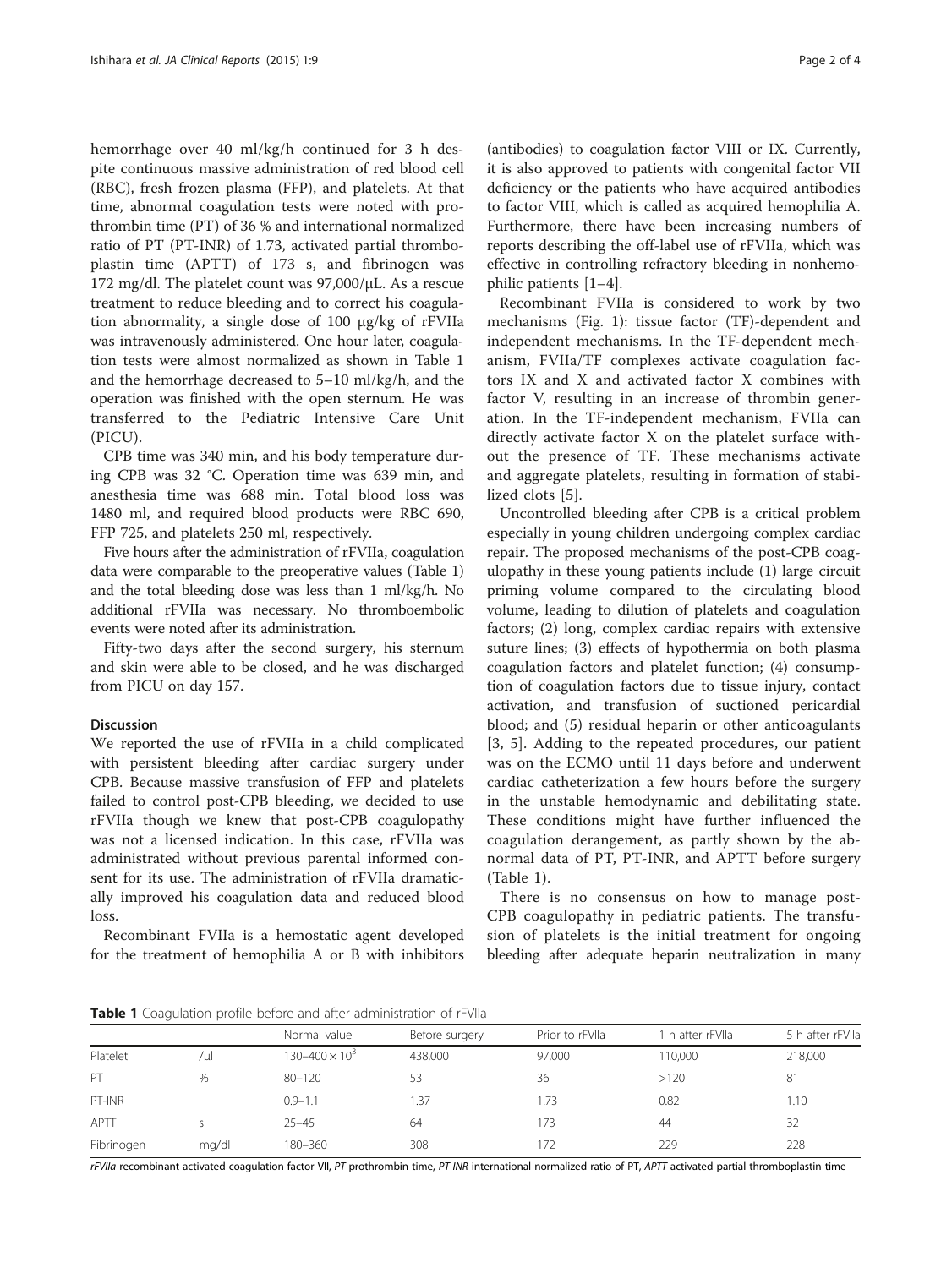hemorrhage over 40 ml/kg/h continued for 3 h despite continuous massive administration of red blood cell (RBC), fresh frozen plasma (FFP), and platelets. At that time, abnormal coagulation tests were noted with prothrombin time (PT) of 36 % and international normalized ratio of PT (PT-INR) of 1.73, activated partial thromboplastin time (APTT) of 173 s, and fibrinogen was 172 mg/dl. The platelet count was 97,000/μL. As a rescue treatment to reduce bleeding and to correct his coagulation abnormality, a single dose of 100 μg/kg of rFVIIa was intravenously administered. One hour later, coagulation tests were almost normalized as shown in Table 1 and the hemorrhage decreased to 5–10 ml/kg/h, and the operation was finished with the open sternum. He was transferred to the Pediatric Intensive Care Unit (PICU).

CPB time was 340 min, and his body temperature during CPB was 32 °C. Operation time was 639 min, and anesthesia time was 688 min. Total blood loss was 1480 ml, and required blood products were RBC 690, FFP 725, and platelets 250 ml, respectively.

Five hours after the administration of rFVIIa, coagulation data were comparable to the preoperative values (Table 1) and the total bleeding dose was less than 1 ml/kg/h. No additional rFVIIa was necessary. No thromboembolic events were noted after its administration.

Fifty-two days after the second surgery, his sternum and skin were able to be closed, and he was discharged from PICU on day 157.

## Discussion

We reported the use of rFVIIa in a child complicated with persistent bleeding after cardiac surgery under CPB. Because massive transfusion of FFP and platelets failed to control post-CPB bleeding, we decided to use rFVIIa though we knew that post-CPB coagulopathy was not a licensed indication. In this case, rFVIIa was administrated without previous parental informed consent for its use. The administration of rFVIIa dramatically improved his coagulation data and reduced blood loss.

Recombinant FVIIa is a hemostatic agent developed for the treatment of hemophilia A or B with inhibitors (antibodies) to coagulation factor VIII or IX. Currently, it is also approved to patients with congenital factor VII deficiency or the patients who have acquired antibodies to factor VIII, which is called as acquired hemophilia A. Furthermore, there have been increasing numbers of reports describing the off-label use of rFVIIa, which was effective in controlling refractory bleeding in nonhemophilic patients [1–4].

Recombinant FVIIa is considered to work by two mechanisms (Fig. 1): tissue factor (TF)-dependent and independent mechanisms. In the TF-dependent mechanism, FVIIa/TF complexes activate coagulation factors IX and X and activated factor X combines with factor V, resulting in an increase of thrombin generation. In the TF-independent mechanism, FVIIa can directly activate factor X on the platelet surface without the presence of TF. These mechanisms activate and aggregate platelets, resulting in formation of stabilized clots [5].

Uncontrolled bleeding after CPB is a critical problem especially in young children undergoing complex cardiac repair. The proposed mechanisms of the post-CPB coagulopathy in these young patients include (1) large circuit priming volume compared to the circulating blood volume, leading to dilution of platelets and coagulation factors; (2) long, complex cardiac repairs with extensive suture lines; (3) effects of hypothermia on both plasma coagulation factors and platelet function; (4) consumption of coagulation factors due to tissue injury, contact activation, and transfusion of suctioned pericardial blood; and (5) residual heparin or other anticoagulants [3, 5]. Adding to the repeated procedures, our patient was on the ECMO until 11 days before and underwent cardiac catheterization a few hours before the surgery in the unstable hemodynamic and debilitating state. These conditions might have further influenced the coagulation derangement, as partly shown by the abnormal data of PT, PT-INR, and APTT before surgery (Table 1).

There is no consensus on how to manage post-CPB coagulopathy in pediatric patients. The transfusion of platelets is the initial treatment for ongoing bleeding after adequate heparin neutralization in many

**Table 1** Coagulation profile before and after administration of rFVIIa

| | | Normal value | Before surgery | Prior to rFVIIa | 1 h after rFVIIa | 5 h after rFVIIa |
|---|---|---|---|---|---|---|
| Platelet | /μl | $130–400 \times 10^3$ | 438,000 | 97,000 | 110,000 | 218,000 |
| PT | % | 80–120 | 53 | 36 | >120 | 81 |
| PT-INR | | 0.9–1.1 | 1.37 | 1.73 | 0.82 | 1.10 |
| APTT | s | 25–45 | 64 | 173 | 44 | 32 |
| Fibrinogen | mg/dl | 180–360 | 308 | 172 | 229 | 228 |

*rFVIIa* recombinant activated coagulation factor VII, *PT* prothrombin time, *PT-INR* international normalized ratio of PT, *APTT* activated partial thromboplastin time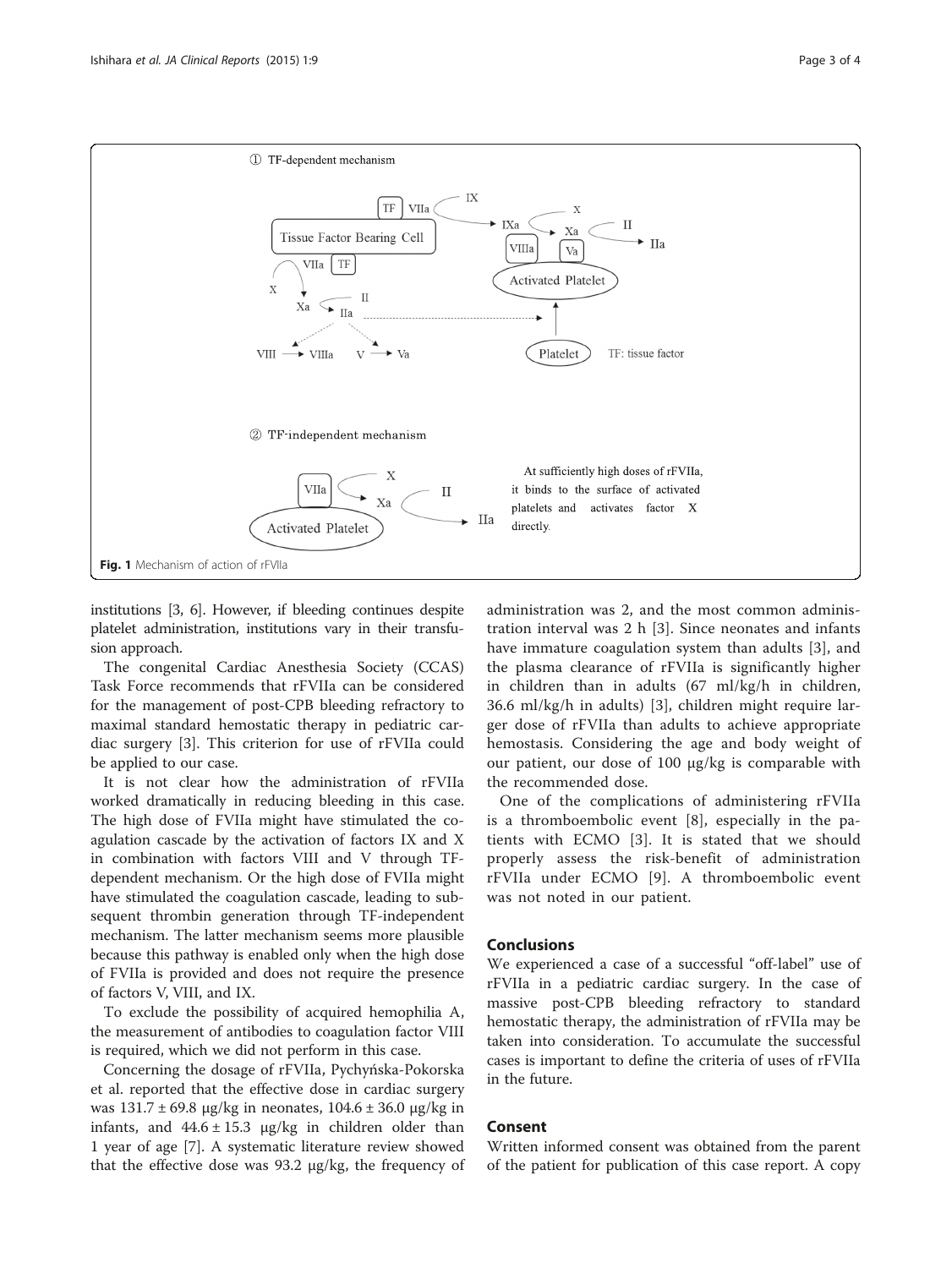Fig. 1 Mechanism of action of rFVIIa

institutions [3, 6]. However, if bleeding continues despite platelet administration, institutions vary in their transfusion approach.

The congenital Cardiac Anesthesia Society (CCAS) Task Force recommends that rFVIIa can be considered for the management of post-CPB bleeding refractory to maximal standard hemostatic therapy in pediatric cardiac surgery [3]. This criterion for use of rFVIIa could be applied to our case.

It is not clear how the administration of rFVIIa worked dramatically in reducing bleeding in this case. The high dose of FVIIa might have stimulated the coagulation cascade by the activation of factors IX and X in combination with factors VIII and V through TF-dependent mechanism. Or the high dose of FVIIa might have stimulated the coagulation cascade, leading to subsequent thrombin generation through TF-independent mechanism. The latter mechanism seems more plausible because this pathway is enabled only when the high dose of FVIIa is provided and does not require the presence of factors V, VIII, and IX.

To exclude the possibility of acquired hemophilia A, the measurement of antibodies to coagulation factor VIII is required, which we did not perform in this case.

Concerning the dosage of rFVIIa, Pychyńska-Pokorska et al. reported that the effective dose in cardiac surgery was 131.7 ± 69.8 μg/kg in neonates, 104.6 ± 36.0 μg/kg in infants, and 44.6 ± 15.3 μg/kg in children older than 1 year of age [7]. A systematic literature review showed that the effective dose was 93.2 μg/kg, the frequency of administration was 2, and the most common administration interval was 2 h [3]. Since neonates and infants have immature coagulation system than adults [3], and the plasma clearance of rFVIIa is significantly higher in children than in adults (67 ml/kg/h in children, 36.6 ml/kg/h in adults) [3], children might require larger dose of rFVIIa than adults to achieve appropriate hemostasis. Considering the age and body weight of our patient, our dose of 100 μg/kg is comparable with the recommended dose.

One of the complications of administering rFVIIa is a thromboembolic event [8], especially in the patients with ECMO [3]. It is stated that we should properly assess the risk-benefit of administration rFVIIa under ECMO [9]. A thromboembolic event was not noted in our patient.

## Conclusions

We experienced a case of a successful "off-label" use of rFVIIa in a pediatric cardiac surgery. In the case of massive post-CPB bleeding refractory to standard hemostatic therapy, the administration of rFVIIa may be taken into consideration. To accumulate the successful cases is important to define the criteria of uses of rFVIIa in the future.

## Consent

Written informed consent was obtained from the parent of the patient for publication of this case report. A copy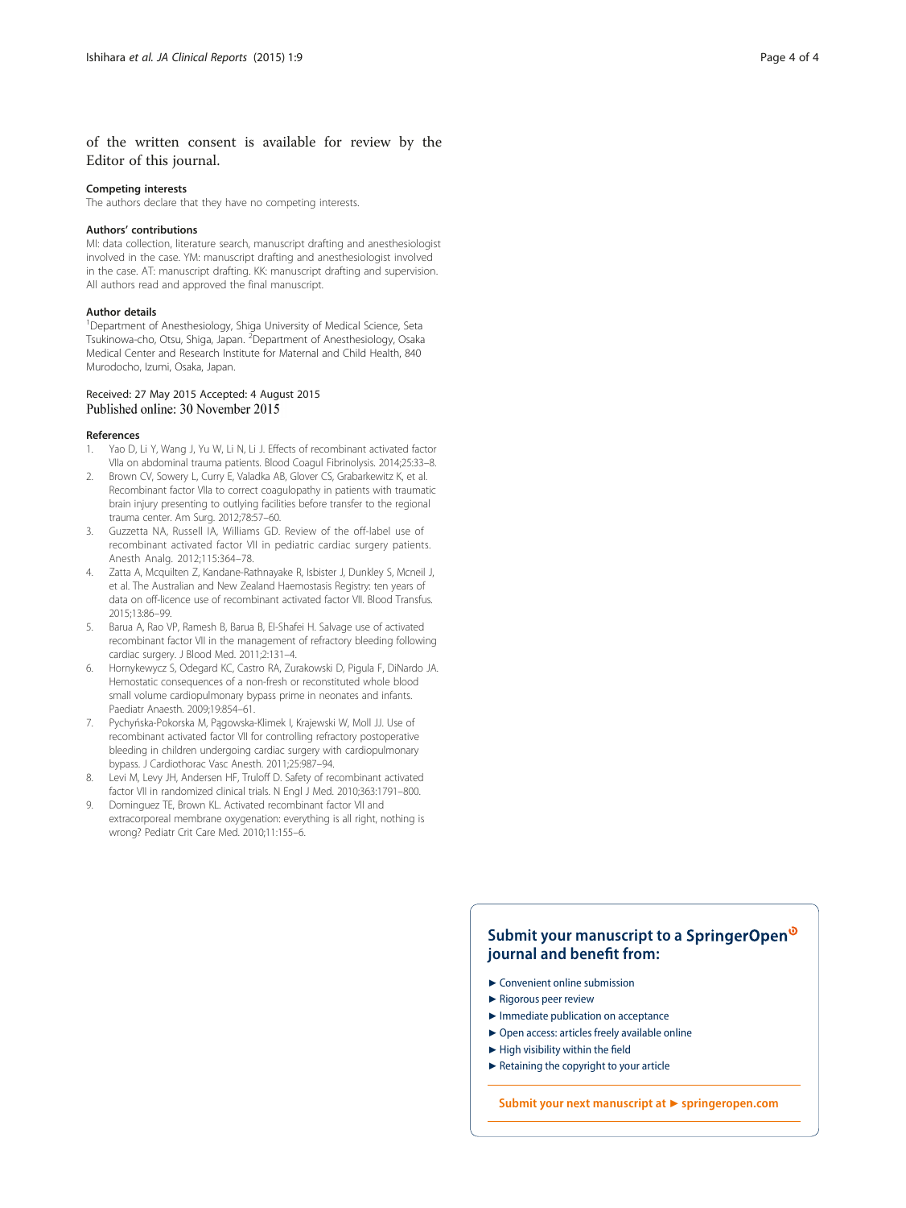of the written consent is available for review by the Editor of this journal.

### Competing interests

The authors declare that they have no competing interests.

### Authors' contributions

MI: data collection, literature search, manuscript drafting and anesthesiologist involved in the case. YM: manuscript drafting and anesthesiologist involved in the case. AT: manuscript drafting. KK: manuscript drafting and supervision. All authors read and approved the final manuscript.

### Author details

[1]Department of Anesthesiology, Shiga University of Medical Science, Seta Tsukinowa-cho, Otsu, Shiga, Japan. [2]Department of Anesthesiology, Osaka Medical Center and Research Institute for Maternal and Child Health, 840 Murodocho, Izumi, Osaka, Japan.

Received: 27 May 2015 Accepted: 4 August 2015
Published online: 30 November 2015

### References

1. Yao D, Li Y, Wang J, Yu W, Li N, Li J. Effects of recombinant activated factor VIIa on abdominal trauma patients. Blood Coagul Fibrinolysis. 2014;25:33–8.
2. Brown CV, Sowery L, Curry E, Valadka AB, Glover CS, Grabarkewitz K, et al. Recombinant factor VIIa to correct coagulopathy in patients with traumatic brain injury presenting to outlying facilities before transfer to the regional trauma center. Am Surg. 2012;78:57–60.
3. Guzzetta NA, Russell IA, Williams GD. Review of the off-label use of recombinant activated factor VII in pediatric cardiac surgery patients. Anesth Analg. 2012;115:364–78.
4. Zatta A, Mcquilten Z, Kandane-Rathnayake R, Isbister J, Dunkley S, Mcneil J, et al. The Australian and New Zealand Haemostasis Registry: ten years of data on off-licence use of recombinant activated factor VII. Blood Transfus. 2015;13:86–99.
5. Barua A, Rao VP, Ramesh B, Barua B, El-Shafei H. Salvage use of activated recombinant factor VII in the management of refractory bleeding following cardiac surgery. J Blood Med. 2011;2:131–4.
6. Hornykewycz S, Odegard KC, Castro RA, Zurakowski D, Pigula F, DiNardo JA. Hemostatic consequences of a non-fresh or reconstituted whole blood small volume cardiopulmonary bypass prime in neonates and infants. Paediatr Anaesth. 2009;19:854–61.
7. Pychyńska-Pokorska M, Pągowska-Klimek I, Krajewski W, Moll JJ. Use of recombinant activated factor VII for controlling refractory postoperative bleeding in children undergoing cardiac surgery with cardiopulmonary bypass. J Cardiothorac Vasc Anesth. 2011;25:987–94.
8. Levi M, Levy JH, Andersen HF, Truloff D. Safety of recombinant activated factor VII in randomized clinical trials. N Engl J Med. 2010;363:1791–800.
9. Dominguez TE, Brown KL. Activated recombinant factor VII and extracorporeal membrane oxygenation: everything is all right, nothing is wrong? Pediatr Crit Care Med. 2010;11:155–6.

**Submit your manuscript to a SpringerOpen journal and benefit from:**

- ► Convenient online submission
- ► Rigorous peer review
- ► Immediate publication on acceptance
- ► Open access: articles freely available online
- ► High visibility within the field
- ► Retaining the copyright to your article

**Submit your next manuscript at ► springeropen.com**